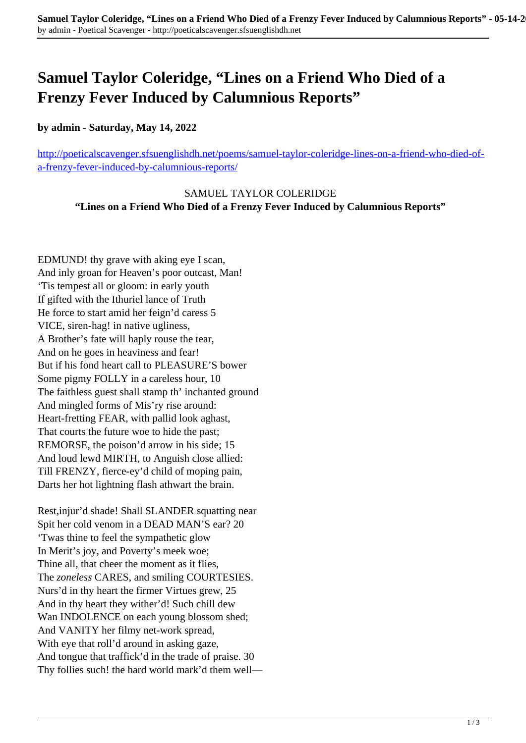# Samuel Taylor Coleridge, "Lines on a Friend Who Died of a Frenzy Fever Induced by Calumnious Reports"

**by admin - Saturday, May 14, 2022**

http://poeticalscavenger.sfsuenglishdh.net/poems/samuel-taylor-coleridge-lines-on-a-friend-who-died-of-a-frenzy-fever-induced-by-calumnious-reports/

SAMUEL TAYLOR COLERIDGE
**"Lines on a Friend Who Died of a Frenzy Fever Induced by Calumnious Reports"**

EDMUND! thy grave with aking eye I scan,
And inly groan for Heaven's poor outcast, Man!
'Tis tempest all or gloom: in early youth
If gifted with the Ithuriel lance of Truth
He force to start amid her feign'd caress 5
VICE, siren-hag! in native ugliness,
A Brother's fate will haply rouse the tear,
And on he goes in heaviness and fear!
But if his fond heart call to PLEASURE'S bower
Some pigmy FOLLY in a careless hour, 10
The faithless guest shall stamp th' inchanted ground
And mingled forms of Mis'ry rise around:
Heart-fretting FEAR, with pallid look aghast,
That courts the future woe to hide the past;
REMORSE, the poison'd arrow in his side; 15
And loud lewd MIRTH, to Anguish close allied:
Till FRENZY, fierce-ey'd child of moping pain,
Darts her hot lightning flash athwart the brain.

Rest,injur'd shade! Shall SLANDER squatting near
Spit her cold venom in a DEAD MAN'S ear? 20
'Twas thine to feel the sympathetic glow
In Merit's joy, and Poverty's meek woe;
Thine all, that cheer the moment as it flies,
The *zoneless* CARES, and smiling COURTESIES.
Nurs'd in thy heart the firmer Virtues grew, 25
And in thy heart they wither'd! Such chill dew
Wan INDOLENCE on each young blossom shed;
And VANITY her filmy net-work spread,
With eye that roll'd around in asking gaze,
And tongue that traffick'd in the trade of praise. 30
Thy follies such! the hard world mark'd them well—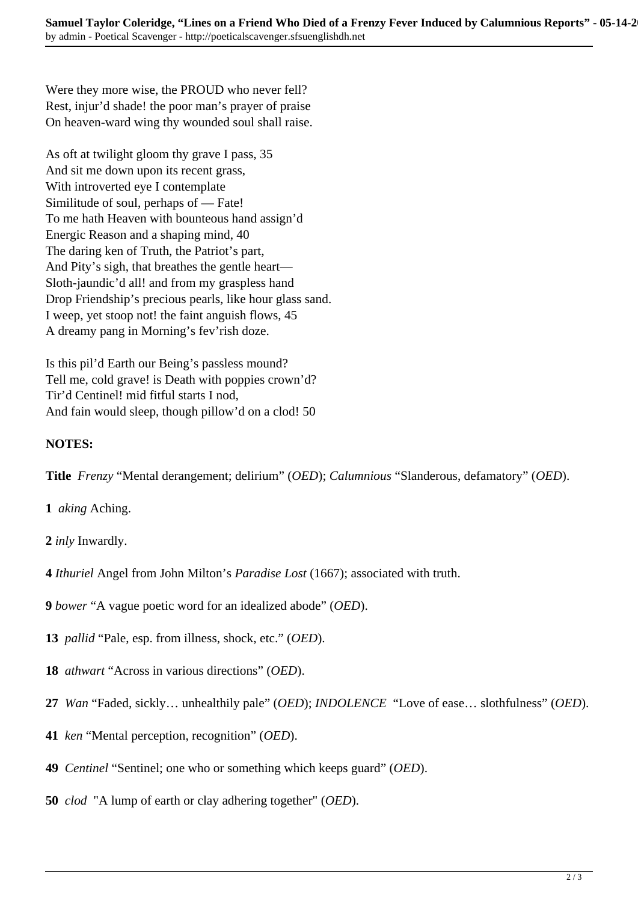Were they more wise, the PROUD who never fell?
Rest, injur'd shade! the poor man's prayer of praise
On heaven-ward wing thy wounded soul shall raise.

As oft at twilight gloom thy grave I pass, 35
And sit me down upon its recent grass,
With introverted eye I contemplate
Similitude of soul, perhaps of — Fate!
To me hath Heaven with bounteous hand assign'd
Energic Reason and a shaping mind, 40
The daring ken of Truth, the Patriot's part,
And Pity's sigh, that breathes the gentle heart—
Sloth-jaundic'd all! and from my graspless hand
Drop Friendship's precious pearls, like hour glass sand.
I weep, yet stoop not! the faint anguish flows, 45
A dreamy pang in Morning's fev'rish doze.

Is this pil'd Earth our Being's passless mound?
Tell me, cold grave! is Death with poppies crown'd?
Tir'd Centinel! mid fitful starts I nod,
And fain would sleep, though pillow'd on a clod! 50

**NOTES:**

**Title** *Frenzy* "Mental derangement; delirium" (*OED*); *Calumnious* "Slanderous, defamatory" (*OED*).

**1** *aking* Aching.

**2** *inly* Inwardly.

**4** *Ithuriel* Angel from John Milton's *Paradise Lost* (1667); associated with truth.

**9** *bower* "A vague poetic word for an idealized abode" (*OED*).

**13** *pallid* "Pale, esp. from illness, shock, etc." (*OED*).

**18** *athwart* "Across in various directions" (*OED*).

**27** *Wan* "Faded, sickly… unhealthily pale" (*OED*); *INDOLENCE* "Love of ease… slothfulness" (*OED*).

**41** *ken* "Mental perception, recognition" (*OED*).

**49** *Centinel* "Sentinel; one who or something which keeps guard" (*OED*).

**50** *clod* "A lump of earth or clay adhering together" (*OED*).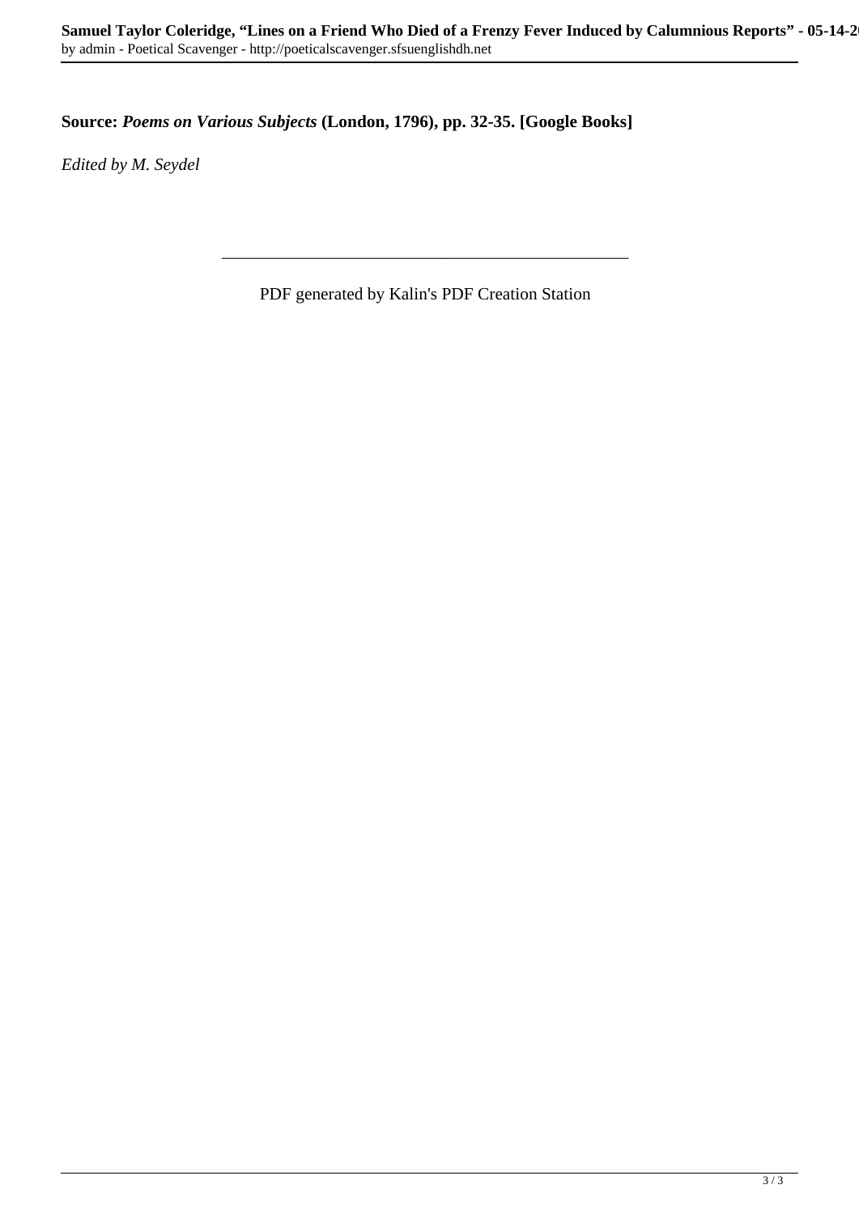**Source:** ***Poems on Various Subjects*** **(London, 1796), pp. 32-35. [Google Books]**

*Edited by M. Seydel*

---

PDF generated by Kalin's PDF Creation Station